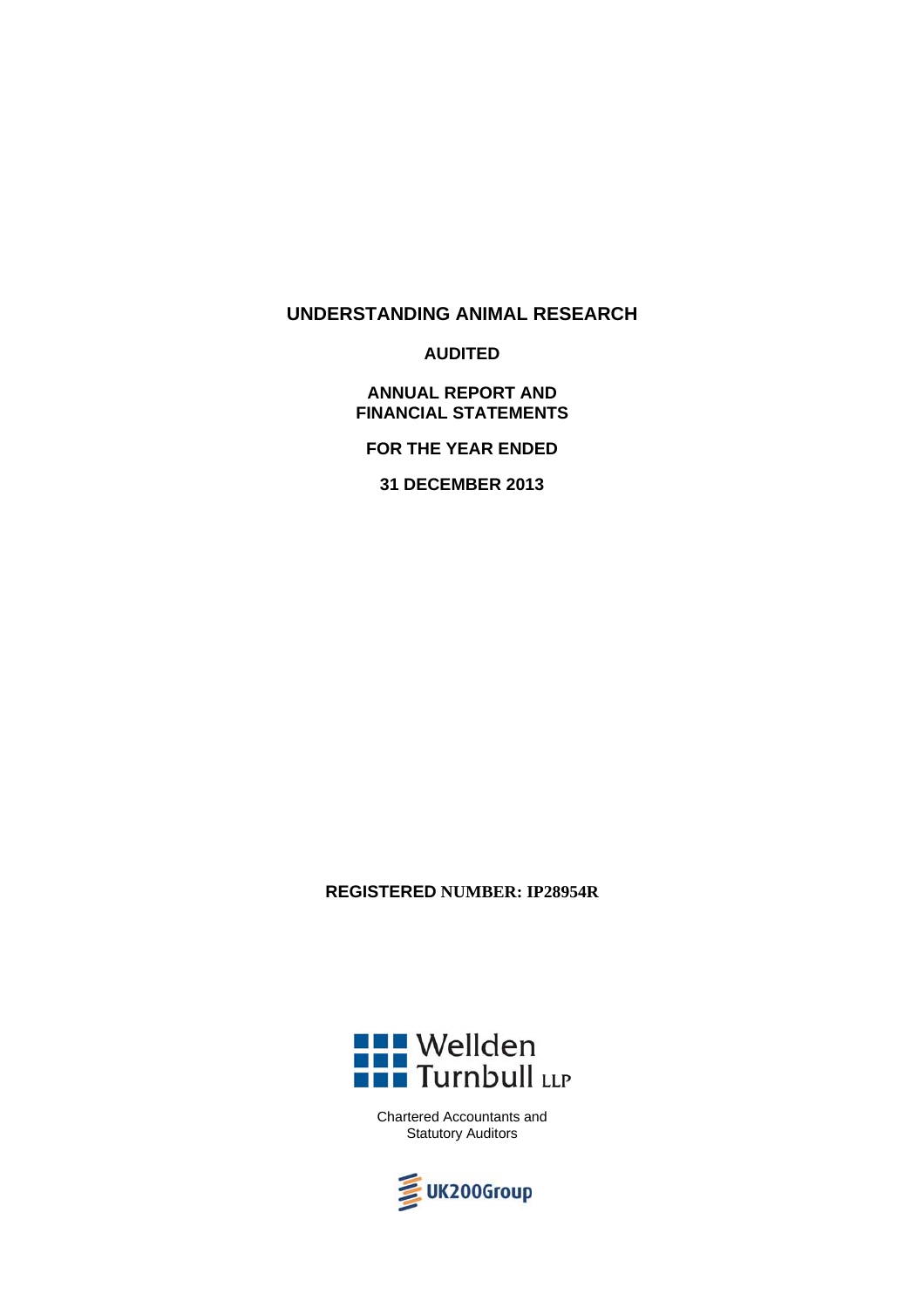# UNDERSTANDING ANIMAL RESEARCH

**AUDITED**

**ANNUAL REPORT AND FINANCIAL STATEMENTS**

**FOR THE YEAR ENDED**

**31 DECEMBER 2013**

**REGISTERED NUMBER: IP28954R**

Wellden Turnbull LLP

Chartered Accountants and Statutory Auditors

UK200Group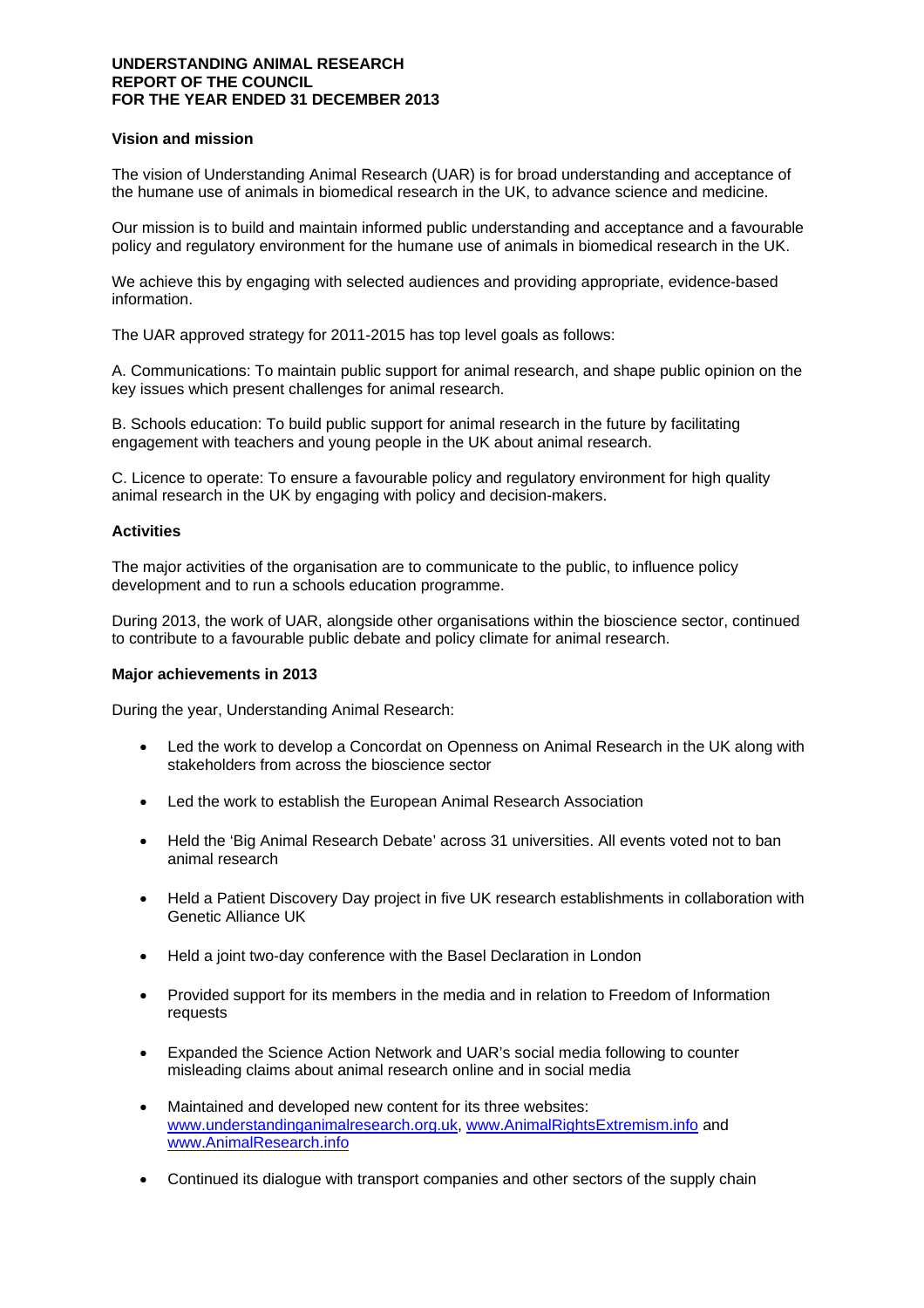**UNDERSTANDING ANIMAL RESEARCH**
**REPORT OF THE COUNCIL**
**FOR THE YEAR ENDED 31 DECEMBER 2013**

**Vision and mission**

The vision of Understanding Animal Research (UAR) is for broad understanding and acceptance of the humane use of animals in biomedical research in the UK, to advance science and medicine.

Our mission is to build and maintain informed public understanding and acceptance and a favourable policy and regulatory environment for the humane use of animals in biomedical research in the UK.

We achieve this by engaging with selected audiences and providing appropriate, evidence-based information.

The UAR approved strategy for 2011-2015 has top level goals as follows:

A. Communications: To maintain public support for animal research, and shape public opinion on the key issues which present challenges for animal research.

B. Schools education: To build public support for animal research in the future by facilitating engagement with teachers and young people in the UK about animal research.

C. Licence to operate: To ensure a favourable policy and regulatory environment for high quality animal research in the UK by engaging with policy and decision-makers.

**Activities**

The major activities of the organisation are to communicate to the public, to influence policy development and to run a schools education programme.

During 2013, the work of UAR, alongside other organisations within the bioscience sector, continued to contribute to a favourable public debate and policy climate for animal research.

**Major achievements in 2013**

During the year, Understanding Animal Research:

- Led the work to develop a Concordat on Openness on Animal Research in the UK along with stakeholders from across the bioscience sector
- Led the work to establish the European Animal Research Association
- Held the 'Big Animal Research Debate' across 31 universities. All events voted not to ban animal research
- Held a Patient Discovery Day project in five UK research establishments in collaboration with Genetic Alliance UK
- Held a joint two-day conference with the Basel Declaration in London
- Provided support for its members in the media and in relation to Freedom of Information requests
- Expanded the Science Action Network and UAR's social media following to counter misleading claims about animal research online and in social media
- Maintained and developed new content for its three websites: www.understandinganimalresearch.org.uk, www.AnimalRightsExtremism.info and www.AnimalResearch.info
- Continued its dialogue with transport companies and other sectors of the supply chain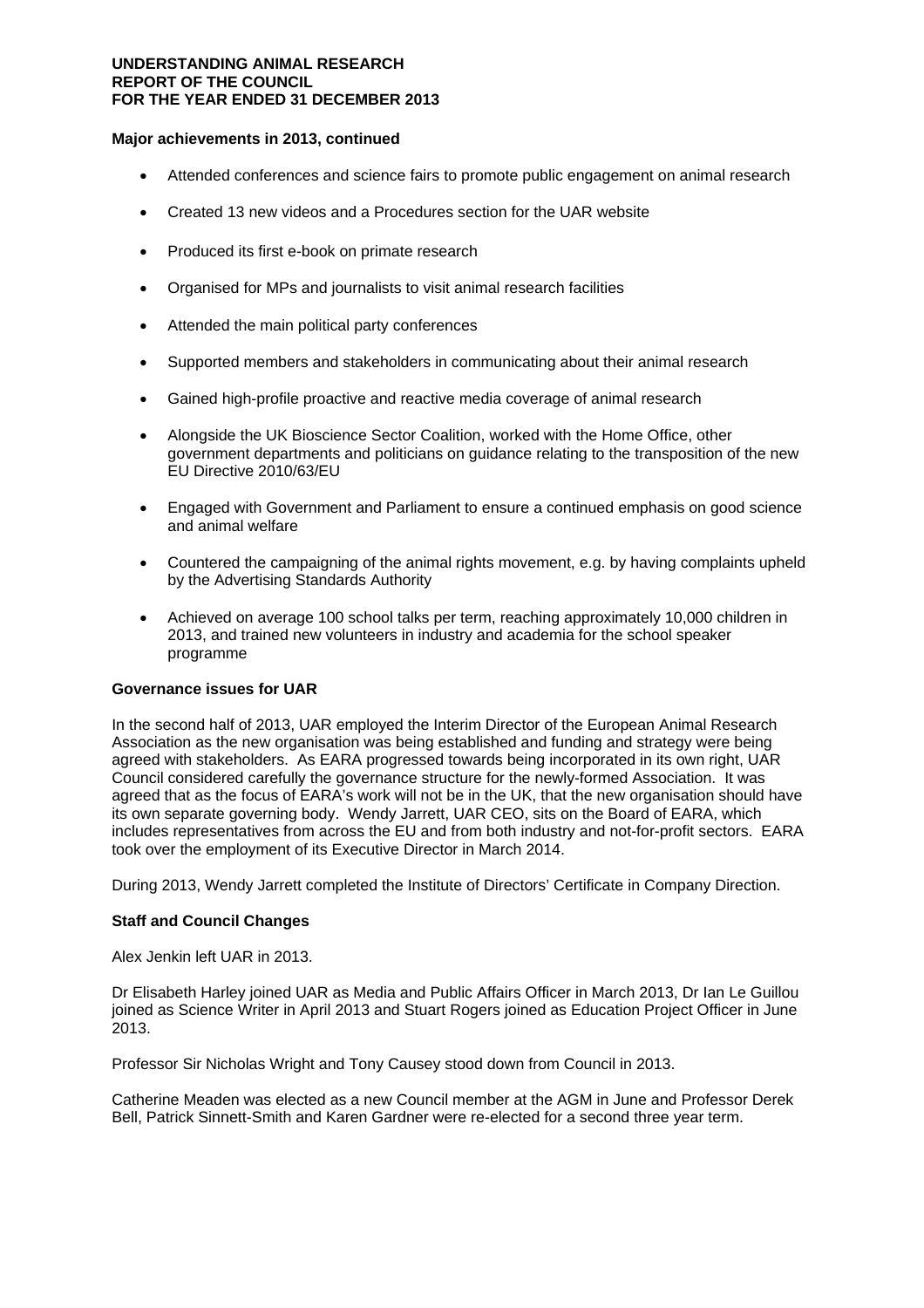**Major achievements in 2013, continued**

- Attended conferences and science fairs to promote public engagement on animal research
- Created 13 new videos and a Procedures section for the UAR website
- Produced its first e-book on primate research
- Organised for MPs and journalists to visit animal research facilities
- Attended the main political party conferences
- Supported members and stakeholders in communicating about their animal research
- Gained high-profile proactive and reactive media coverage of animal research
- Alongside the UK Bioscience Sector Coalition, worked with the Home Office, other government departments and politicians on guidance relating to the transposition of the new EU Directive 2010/63/EU
- Engaged with Government and Parliament to ensure a continued emphasis on good science and animal welfare
- Countered the campaigning of the animal rights movement, e.g. by having complaints upheld by the Advertising Standards Authority
- Achieved on average 100 school talks per term, reaching approximately 10,000 children in 2013, and trained new volunteers in industry and academia for the school speaker programme

**Governance issues for UAR**

In the second half of 2013, UAR employed the Interim Director of the European Animal Research Association as the new organisation was being established and funding and strategy were being agreed with stakeholders. As EARA progressed towards being incorporated in its own right, UAR Council considered carefully the governance structure for the newly-formed Association. It was agreed that as the focus of EARA's work will not be in the UK, that the new organisation should have its own separate governing body. Wendy Jarrett, UAR CEO, sits on the Board of EARA, which includes representatives from across the EU and from both industry and not-for-profit sectors. EARA took over the employment of its Executive Director in March 2014.

During 2013, Wendy Jarrett completed the Institute of Directors' Certificate in Company Direction.

**Staff and Council Changes**

Alex Jenkin left UAR in 2013.

Dr Elisabeth Harley joined UAR as Media and Public Affairs Officer in March 2013, Dr Ian Le Guillou joined as Science Writer in April 2013 and Stuart Rogers joined as Education Project Officer in June 2013.

Professor Sir Nicholas Wright and Tony Causey stood down from Council in 2013.

Catherine Meaden was elected as a new Council member at the AGM in June and Professor Derek Bell, Patrick Sinnett-Smith and Karen Gardner were re-elected for a second three year term.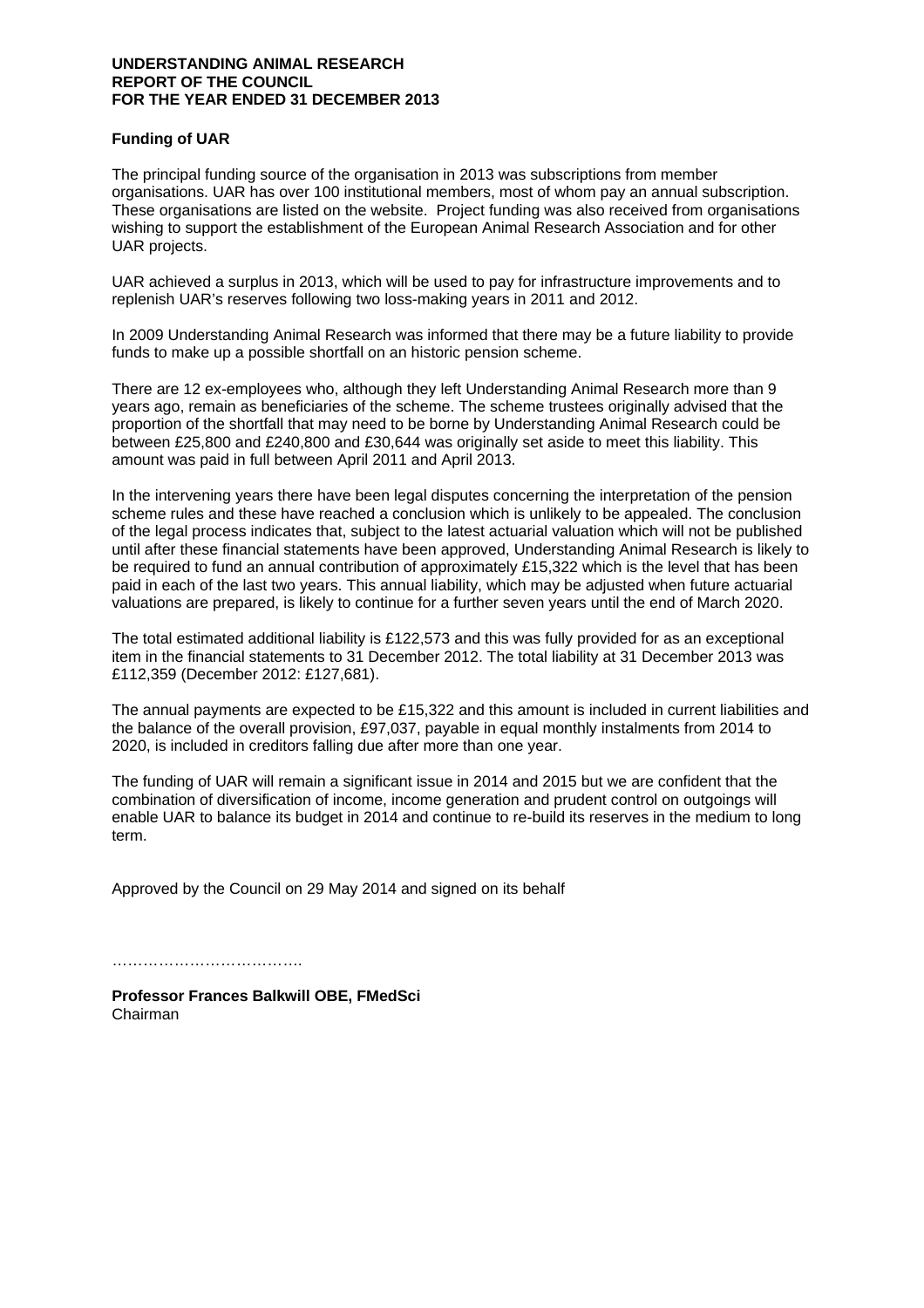**UNDERSTANDING ANIMAL RESEARCH**
**REPORT OF THE COUNCIL**
**FOR THE YEAR ENDED 31 DECEMBER 2013**

**Funding of UAR**

The principal funding source of the organisation in 2013 was subscriptions from member organisations. UAR has over 100 institutional members, most of whom pay an annual subscription. These organisations are listed on the website. Project funding was also received from organisations wishing to support the establishment of the European Animal Research Association and for other UAR projects.

UAR achieved a surplus in 2013, which will be used to pay for infrastructure improvements and to replenish UAR's reserves following two loss-making years in 2011 and 2012.

In 2009 Understanding Animal Research was informed that there may be a future liability to provide funds to make up a possible shortfall on an historic pension scheme.

There are 12 ex-employees who, although they left Understanding Animal Research more than 9 years ago, remain as beneficiaries of the scheme. The scheme trustees originally advised that the proportion of the shortfall that may need to be borne by Understanding Animal Research could be between £25,800 and £240,800 and £30,644 was originally set aside to meet this liability. This amount was paid in full between April 2011 and April 2013.

In the intervening years there have been legal disputes concerning the interpretation of the pension scheme rules and these have reached a conclusion which is unlikely to be appealed. The conclusion of the legal process indicates that, subject to the latest actuarial valuation which will not be published until after these financial statements have been approved, Understanding Animal Research is likely to be required to fund an annual contribution of approximately £15,322 which is the level that has been paid in each of the last two years. This annual liability, which may be adjusted when future actuarial valuations are prepared, is likely to continue for a further seven years until the end of March 2020.

The total estimated additional liability is £122,573 and this was fully provided for as an exceptional item in the financial statements to 31 December 2012. The total liability at 31 December 2013 was £112,359 (December 2012: £127,681).

The annual payments are expected to be £15,322 and this amount is included in current liabilities and the balance of the overall provision, £97,037, payable in equal monthly instalments from 2014 to 2020, is included in creditors falling due after more than one year.

The funding of UAR will remain a significant issue in 2014 and 2015 but we are confident that the combination of diversification of income, income generation and prudent control on outgoings will enable UAR to balance its budget in 2014 and continue to re-build its reserves in the medium to long term.

Approved by the Council on 29 May 2014 and signed on its behalf

……………………………….

**Professor Frances Balkwill OBE, FMedSci**
Chairman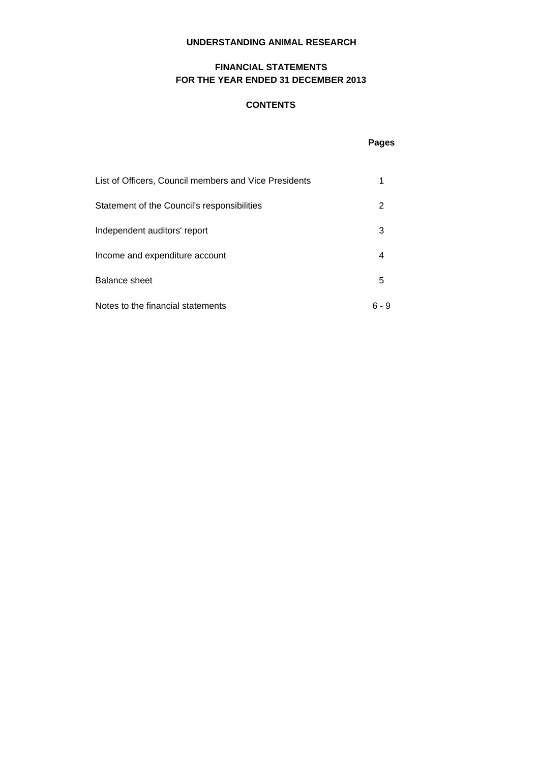# UNDERSTANDING ANIMAL RESEARCH

## FINANCIAL STATEMENTS
## FOR THE YEAR ENDED 31 DECEMBER 2013

### CONTENTS

| | Pages |
|---|---|
| List of Officers, Council members and Vice Presidents | 1 |
| Statement of the Council's responsibilities | 2 |
| Independent auditors' report | 3 |
| Income and expenditure account | 4 |
| Balance sheet | 5 |
| Notes to the financial statements | 6 - 9 |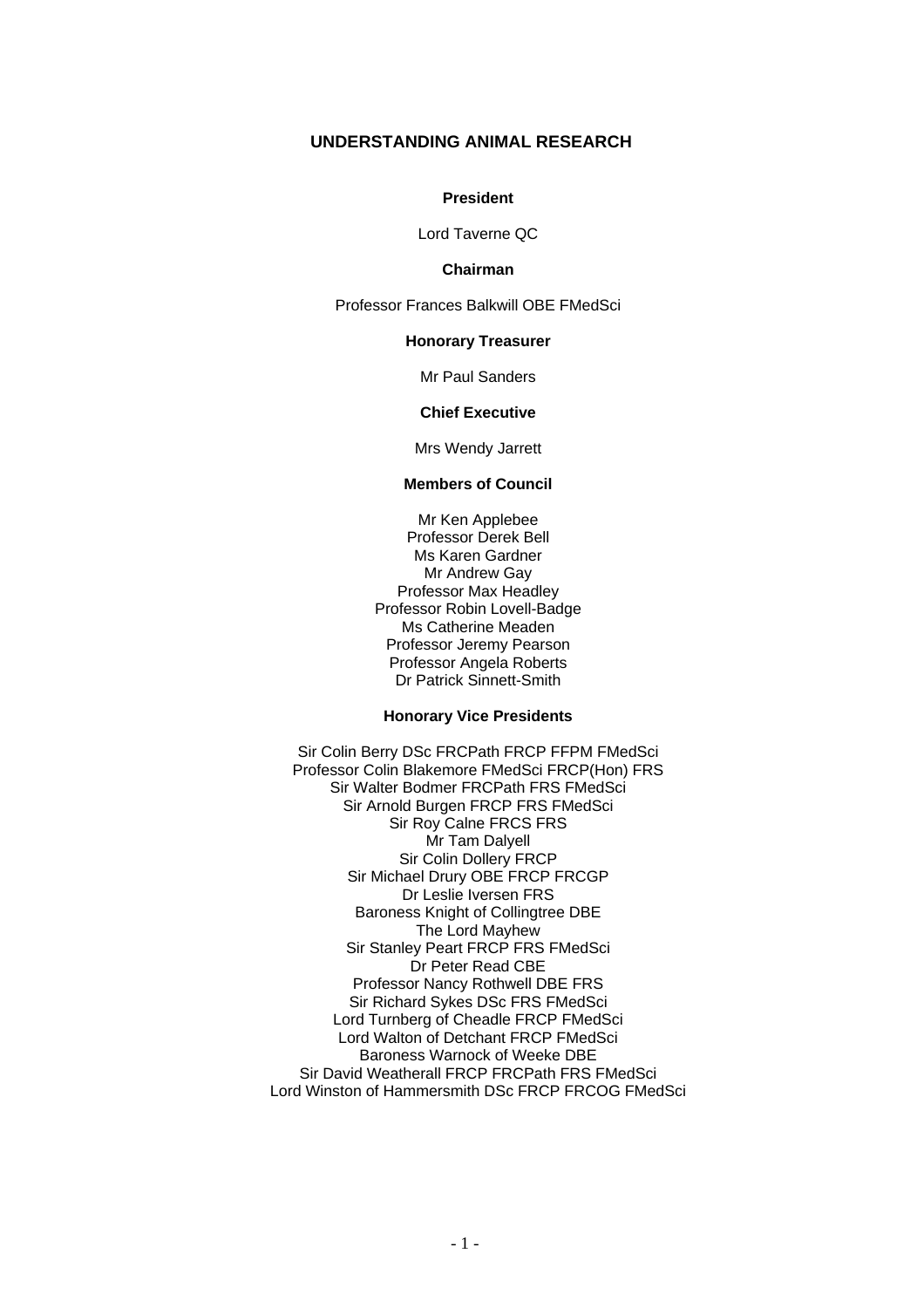# UNDERSTANDING ANIMAL RESEARCH

**President**

Lord Taverne QC

**Chairman**

Professor Frances Balkwill OBE FMedSci

**Honorary Treasurer**

Mr Paul Sanders

**Chief Executive**

Mrs Wendy Jarrett

**Members of Council**

Mr Ken Applebee
Professor Derek Bell
Ms Karen Gardner
Mr Andrew Gay
Professor Max Headley
Professor Robin Lovell-Badge
Ms Catherine Meaden
Professor Jeremy Pearson
Professor Angela Roberts
Dr Patrick Sinnett-Smith

**Honorary Vice Presidents**

Sir Colin Berry DSc FRCPath FRCP FFPM FMedSci
Professor Colin Blakemore FMedSci FRCP(Hon) FRS
Sir Walter Bodmer FRCPath FRS FMedSci
Sir Arnold Burgen FRCP FRS FMedSci
Sir Roy Calne FRCS FRS
Mr Tam Dalyell
Sir Colin Dollery FRCP
Sir Michael Drury OBE FRCP FRCGP
Dr Leslie Iversen FRS
Baroness Knight of Collingtree DBE
The Lord Mayhew
Sir Stanley Peart FRCP FRS FMedSci
Dr Peter Read CBE
Professor Nancy Rothwell DBE FRS
Sir Richard Sykes DSc FRS FMedSci
Lord Turnberg of Cheadle FRCP FMedSci
Lord Walton of Detchant FRCP FMedSci
Baroness Warnock of Weeke DBE
Sir David Weatherall FRCP FRCPath FRS FMedSci
Lord Winston of Hammersmith DSc FRCP FRCOG FMedSci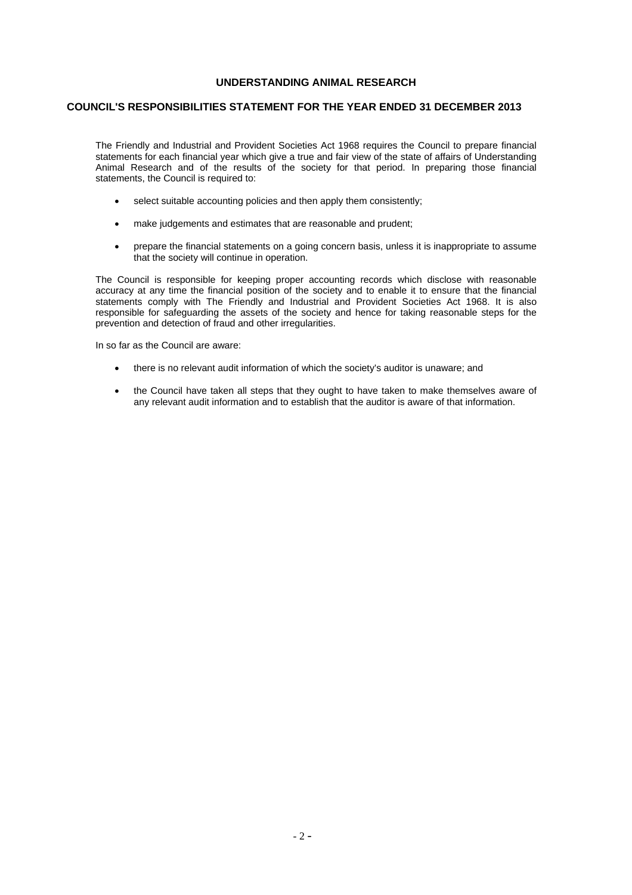# UNDERSTANDING ANIMAL RESEARCH

## COUNCIL'S RESPONSIBILITIES STATEMENT FOR THE YEAR ENDED 31 DECEMBER 2013

The Friendly and Industrial and Provident Societies Act 1968 requires the Council to prepare financial statements for each financial year which give a true and fair view of the state of affairs of Understanding Animal Research and of the results of the society for that period. In preparing those financial statements, the Council is required to:

- select suitable accounting policies and then apply them consistently;
- make judgements and estimates that are reasonable and prudent;
- prepare the financial statements on a going concern basis, unless it is inappropriate to assume that the society will continue in operation.

The Council is responsible for keeping proper accounting records which disclose with reasonable accuracy at any time the financial position of the society and to enable it to ensure that the financial statements comply with The Friendly and Industrial and Provident Societies Act 1968. It is also responsible for safeguarding the assets of the society and hence for taking reasonable steps for the prevention and detection of fraud and other irregularities.

In so far as the Council are aware:

- there is no relevant audit information of which the society's auditor is unaware; and
- the Council have taken all steps that they ought to have taken to make themselves aware of any relevant audit information and to establish that the auditor is aware of that information.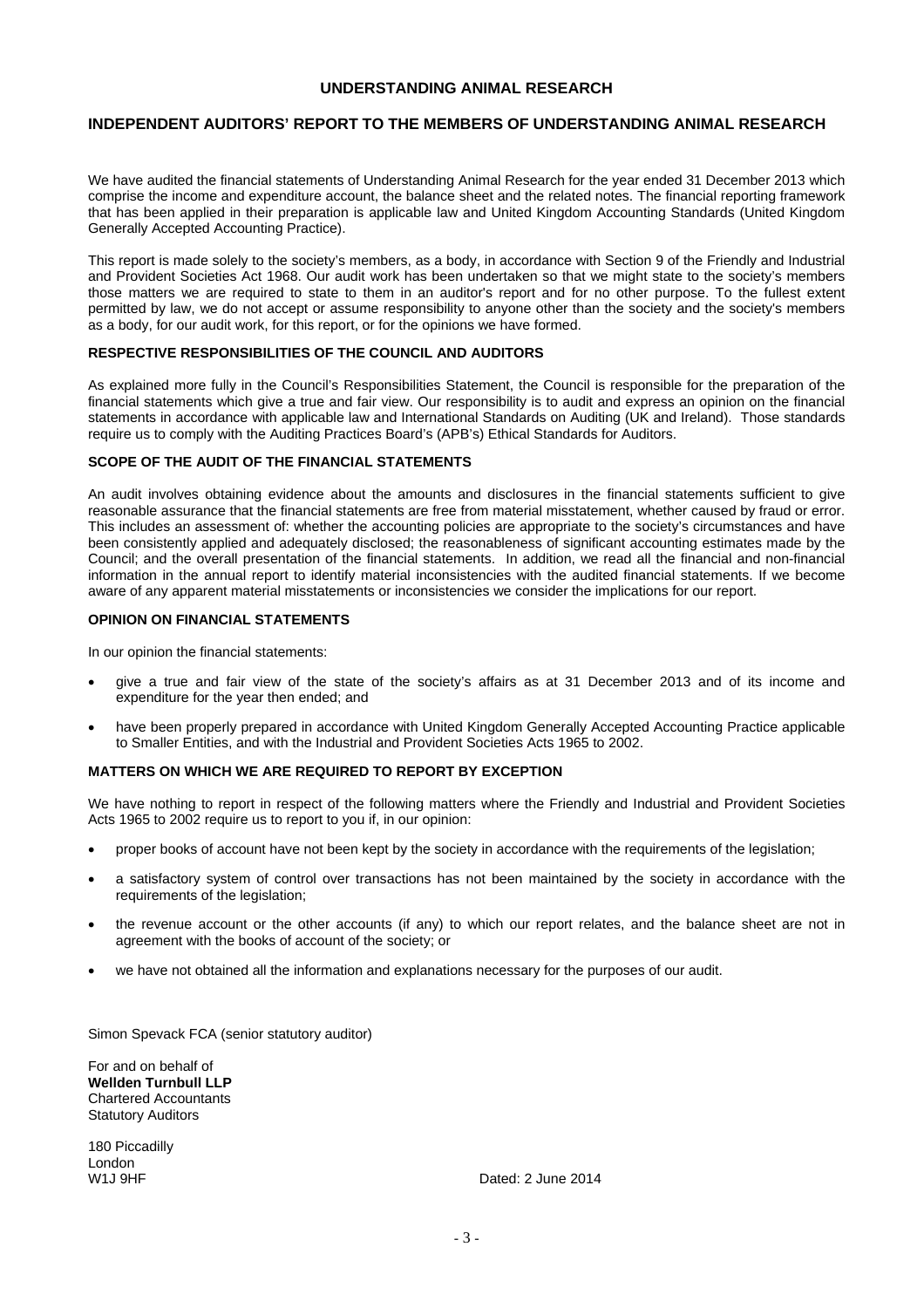# UNDERSTANDING ANIMAL RESEARCH

## INDEPENDENT AUDITORS' REPORT TO THE MEMBERS OF UNDERSTANDING ANIMAL RESEARCH

We have audited the financial statements of Understanding Animal Research for the year ended 31 December 2013 which comprise the income and expenditure account, the balance sheet and the related notes. The financial reporting framework that has been applied in their preparation is applicable law and United Kingdom Accounting Standards (United Kingdom Generally Accepted Accounting Practice).

This report is made solely to the society's members, as a body, in accordance with Section 9 of the Friendly and Industrial and Provident Societies Act 1968. Our audit work has been undertaken so that we might state to the society's members those matters we are required to state to them in an auditor's report and for no other purpose. To the fullest extent permitted by law, we do not accept or assume responsibility to anyone other than the society and the society's members as a body, for our audit work, for this report, or for the opinions we have formed.

### RESPECTIVE RESPONSIBILITIES OF THE COUNCIL AND AUDITORS

As explained more fully in the Council's Responsibilities Statement, the Council is responsible for the preparation of the financial statements which give a true and fair view. Our responsibility is to audit and express an opinion on the financial statements in accordance with applicable law and International Standards on Auditing (UK and Ireland). Those standards require us to comply with the Auditing Practices Board's (APB's) Ethical Standards for Auditors.

### SCOPE OF THE AUDIT OF THE FINANCIAL STATEMENTS

An audit involves obtaining evidence about the amounts and disclosures in the financial statements sufficient to give reasonable assurance that the financial statements are free from material misstatement, whether caused by fraud or error. This includes an assessment of: whether the accounting policies are appropriate to the society's circumstances and have been consistently applied and adequately disclosed; the reasonableness of significant accounting estimates made by the Council; and the overall presentation of the financial statements. In addition, we read all the financial and non-financial information in the annual report to identify material inconsistencies with the audited financial statements. If we become aware of any apparent material misstatements or inconsistencies we consider the implications for our report.

### OPINION ON FINANCIAL STATEMENTS

In our opinion the financial statements:

- give a true and fair view of the state of the society's affairs as at 31 December 2013 and of its income and expenditure for the year then ended; and
- have been properly prepared in accordance with United Kingdom Generally Accepted Accounting Practice applicable to Smaller Entities, and with the Industrial and Provident Societies Acts 1965 to 2002.

### MATTERS ON WHICH WE ARE REQUIRED TO REPORT BY EXCEPTION

We have nothing to report in respect of the following matters where the Friendly and Industrial and Provident Societies Acts 1965 to 2002 require us to report to you if, in our opinion:

- proper books of account have not been kept by the society in accordance with the requirements of the legislation;
- a satisfactory system of control over transactions has not been maintained by the society in accordance with the requirements of the legislation;
- the revenue account or the other accounts (if any) to which our report relates, and the balance sheet are not in agreement with the books of account of the society; or
- we have not obtained all the information and explanations necessary for the purposes of our audit.

Simon Spevack FCA (senior statutory auditor)

For and on behalf of
**Wellden Turnbull LLP**
Chartered Accountants
Statutory Auditors

180 Piccadilly
London
W1J 9HF

Dated: 2 June 2014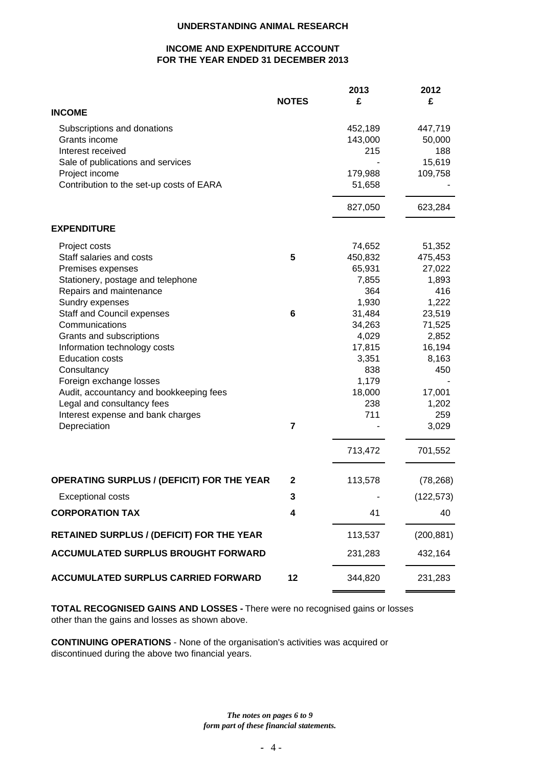# UNDERSTANDING ANIMAL RESEARCH

## INCOME AND EXPENDITURE ACCOUNT
## FOR THE YEAR ENDED 31 DECEMBER 2013

| | NOTES | 2013 £ | 2012 £ |
|---|---|---|---|
| **INCOME** | | | |
| Subscriptions and donations | | 452,189 | 447,719 |
| Grants income | | 143,000 | 50,000 |
| Interest received | | 215 | 188 |
| Sale of publications and services | | - | 15,619 |
| Project income | | 179,988 | 109,758 |
| Contribution to the set-up costs of EARA | | 51,658 | - |
| | | 827,050 | 623,284 |
| **EXPENDITURE** | | | |
| Project costs | | 74,652 | 51,352 |
| Staff salaries and costs | 5 | 450,832 | 475,453 |
| Premises expenses | | 65,931 | 27,022 |
| Stationery, postage and telephone | | 7,855 | 1,893 |
| Repairs and maintenance | | 364 | 416 |
| Sundry expenses | | 1,930 | 1,222 |
| Staff and Council expenses | 6 | 31,484 | 23,519 |
| Communications | | 34,263 | 71,525 |
| Grants and subscriptions | | 4,029 | 2,852 |
| Information technology costs | | 17,815 | 16,194 |
| Education costs | | 3,351 | 8,163 |
| Consultancy | | 838 | 450 |
| Foreign exchange losses | | 1,179 | - |
| Audit, accountancy and bookkeeping fees | | 18,000 | 17,001 |
| Legal and consultancy fees | | 238 | 1,202 |
| Interest expense and bank charges | | 711 | 259 |
| Depreciation | 7 | - | 3,029 |
| | | 713,472 | 701,552 |
| **OPERATING SURPLUS / (DEFICIT) FOR THE YEAR** | 2 | 113,578 | (78,268) |
| Exceptional costs | 3 | - | (122,573) |
| **CORPORATION TAX** | 4 | 41 | 40 |
| **RETAINED SURPLUS / (DEFICIT) FOR THE YEAR** | | 113,537 | (200,881) |
| **ACCUMULATED SURPLUS BROUGHT FORWARD** | | 231,283 | 432,164 |
| **ACCUMULATED SURPLUS CARRIED FORWARD** | 12 | 344,820 | 231,283 |

**TOTAL RECOGNISED GAINS AND LOSSES -** There were no recognised gains or losses other than the gains and losses as shown above.

**CONTINUING OPERATIONS** - None of the organisation's activities was acquired or discontinued during the above two financial years.

***The notes on pages 6 to 9 form part of these financial statements.***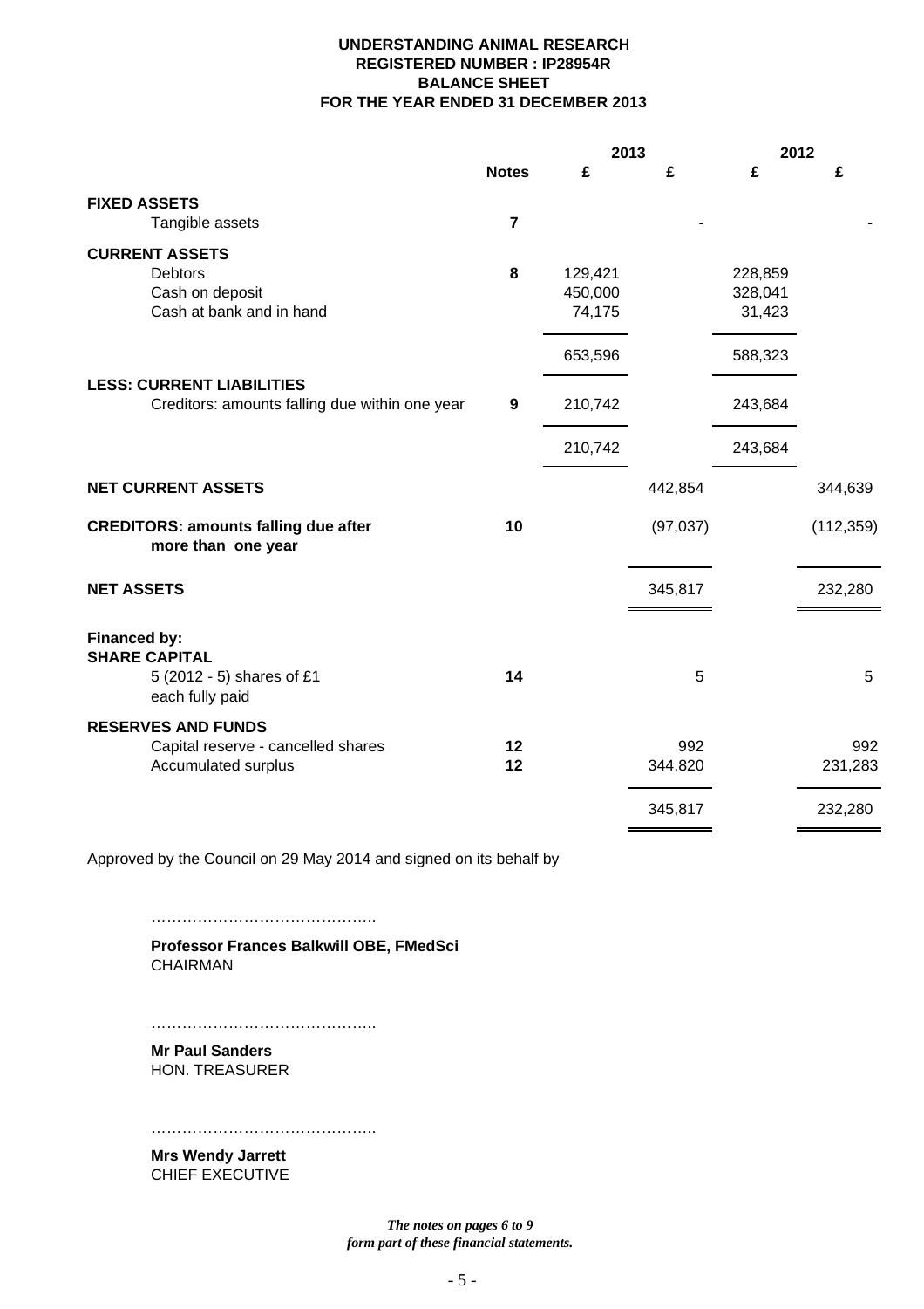**UNDERSTANDING ANIMAL RESEARCH**
**REGISTERED NUMBER : IP28954R**
**BALANCE SHEET**
**FOR THE YEAR ENDED 31 DECEMBER 2013**

| | Notes | 2013 £ | 2013 £ | 2012 £ | 2012 £ |
|---|---|---|---|---|---|
| **FIXED ASSETS** | | | | | |
| Tangible assets | 7 | | - | | - |
| **CURRENT ASSETS** | | | | | |
| Debtors | 8 | 129,421 | | 228,859 | |
| Cash on deposit | | 450,000 | | 328,041 | |
| Cash at bank and in hand | | 74,175 | | 31,423 | |
| | | 653,596 | | 588,323 | |
| **LESS: CURRENT LIABILITIES** | | | | | |
| Creditors: amounts falling due within one year | 9 | 210,742 | | 243,684 | |
| | | 210,742 | | 243,684 | |
| **NET CURRENT ASSETS** | | | 442,854 | | 344,639 |
| **CREDITORS: amounts falling due after more than one year** | 10 | | (97,037) | | (112,359) |
| **NET ASSETS** | | | 345,817 | | 232,280 |
| **Financed by:** | | | | | |
| **SHARE CAPITAL** | | | | | |
| 5 (2012 - 5) shares of £1 each fully paid | 14 | | 5 | | 5 |
| **RESERVES AND FUNDS** | | | | | |
| Capital reserve - cancelled shares | 12 | | 992 | | 992 |
| Accumulated surplus | 12 | | 344,820 | | 231,283 |
| | | | 345,817 | | 232,280 |

Approved by the Council on 29 May 2014 and signed on its behalf by

……………………………………..

**Professor Frances Balkwill OBE, FMedSci**
CHAIRMAN

……………………………………..

**Mr Paul Sanders**
HON. TREASURER

……………………………………..

**Mrs Wendy Jarrett**
CHIEF EXECUTIVE

***The notes on pages 6 to 9 form part of these financial statements.***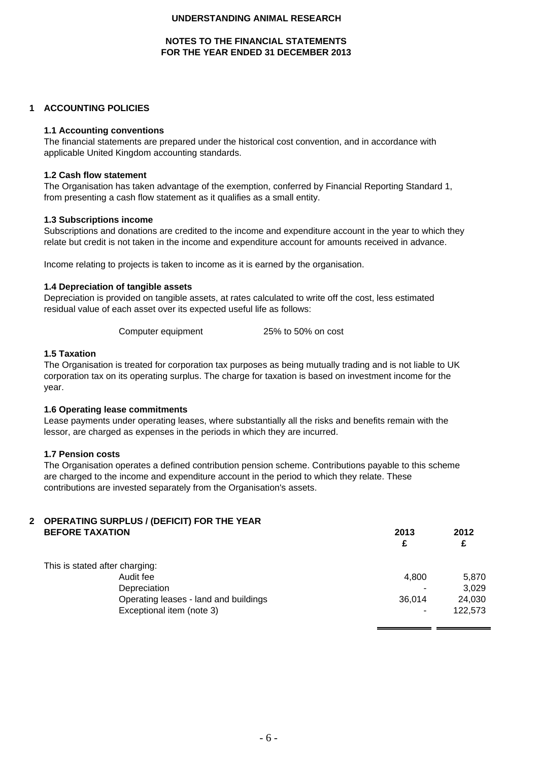# UNDERSTANDING ANIMAL RESEARCH

## NOTES TO THE FINANCIAL STATEMENTS FOR THE YEAR ENDED 31 DECEMBER 2013

## 1 ACCOUNTING POLICIES

### 1.1 Accounting conventions

The financial statements are prepared under the historical cost convention, and in accordance with applicable United Kingdom accounting standards.

### 1.2 Cash flow statement

The Organisation has taken advantage of the exemption, conferred by Financial Reporting Standard 1, from presenting a cash flow statement as it qualifies as a small entity.

### 1.3 Subscriptions income

Subscriptions and donations are credited to the income and expenditure account in the year to which they relate but credit is not taken in the income and expenditure account for amounts received in advance.

Income relating to projects is taken to income as it is earned by the organisation.

### 1.4 Depreciation of tangible assets

Depreciation is provided on tangible assets, at rates calculated to write off the cost, less estimated residual value of each asset over its expected useful life as follows:

| | |
|---|---|
| Computer equipment | 25% to 50% on cost |

### 1.5 Taxation

The Organisation is treated for corporation tax purposes as being mutually trading and is not liable to UK corporation tax on its operating surplus. The charge for taxation is based on investment income for the year.

### 1.6 Operating lease commitments

Lease payments under operating leases, where substantially all the risks and benefits remain with the lessor, are charged as expenses in the periods in which they are incurred.

### 1.7 Pension costs

The Organisation operates a defined contribution pension scheme. Contributions payable to this scheme are charged to the income and expenditure account in the period to which they relate. These contributions are invested separately from the Organisation's assets.

## 2 OPERATING SURPLUS / (DEFICIT) FOR THE YEAR BEFORE TAXATION

| | 2013 £ | 2012 £ |
|---|---|---|
| This is stated after charging: | | |
| Audit fee | 4,800 | 5,870 |
| Depreciation | - | 3,029 |
| Operating leases - land and buildings | 36,014 | 24,030 |
| Exceptional item (note 3) | - | 122,573 |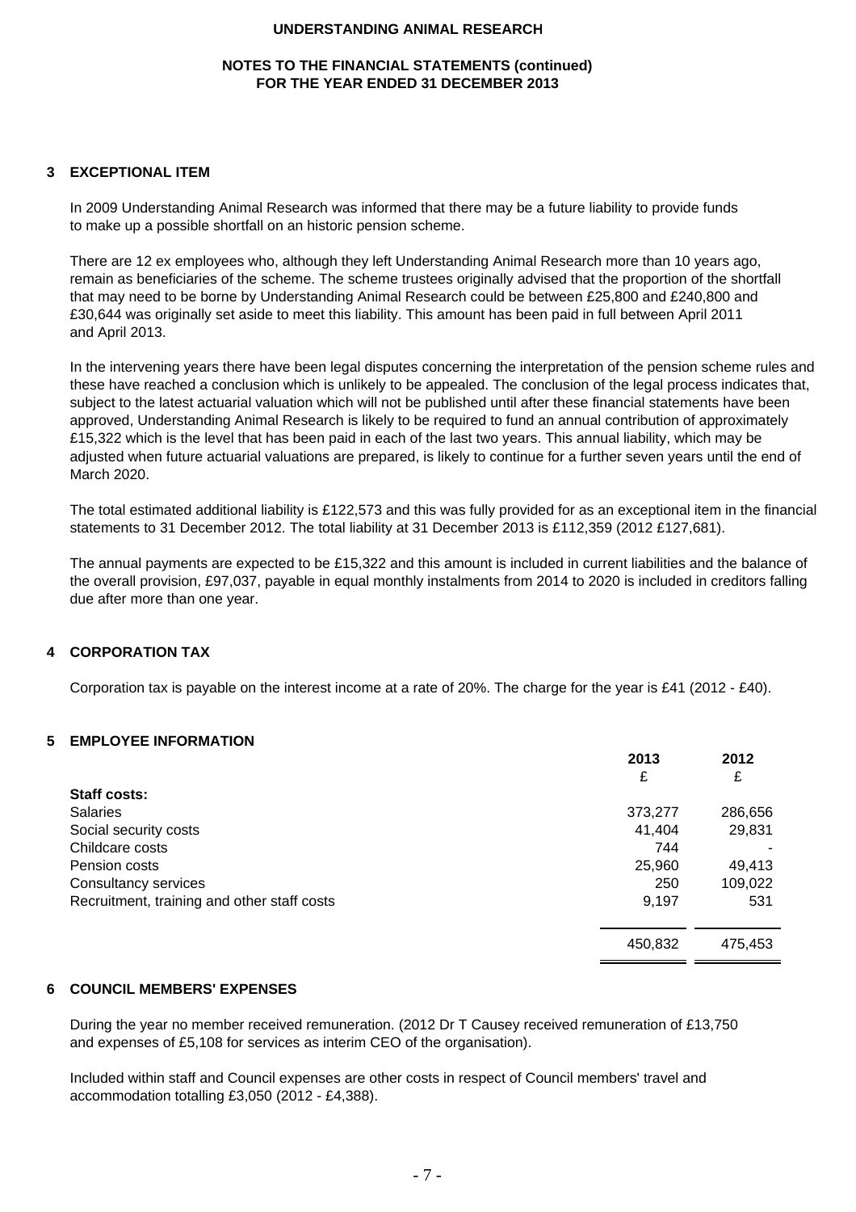## 3 EXCEPTIONAL ITEM

In 2009 Understanding Animal Research was informed that there may be a future liability to provide funds to make up a possible shortfall on an historic pension scheme.

There are 12 ex employees who, although they left Understanding Animal Research more than 10 years ago, remain as beneficiaries of the scheme. The scheme trustees originally advised that the proportion of the shortfall that may need to be borne by Understanding Animal Research could be between £25,800 and £240,800 and £30,644 was originally set aside to meet this liability. This amount has been paid in full between April 2011 and April 2013.

In the intervening years there have been legal disputes concerning the interpretation of the pension scheme rules and these have reached a conclusion which is unlikely to be appealed. The conclusion of the legal process indicates that, subject to the latest actuarial valuation which will not be published until after these financial statements have been approved, Understanding Animal Research is likely to be required to fund an annual contribution of approximately £15,322 which is the level that has been paid in each of the last two years. This annual liability, which may be adjusted when future actuarial valuations are prepared, is likely to continue for a further seven years until the end of March 2020.

The total estimated additional liability is £122,573 and this was fully provided for as an exceptional item in the financial statements to 31 December 2012. The total liability at 31 December 2013 is £112,359 (2012 £127,681).

The annual payments are expected to be £15,322 and this amount is included in current liabilities and the balance of the overall provision, £97,037, payable in equal monthly instalments from 2014 to 2020 is included in creditors falling due after more than one year.

## 4 CORPORATION TAX

Corporation tax is payable on the interest income at a rate of 20%. The charge for the year is £41 (2012 - £40).

## 5 EMPLOYEE INFORMATION

| | 2013<br>£ | 2012<br>£ |
|---|---|---|
| **Staff costs:** | | |
| Salaries | 373,277 | 286,656 |
| Social security costs | 41,404 | 29,831 |
| Childcare costs | 744 | - |
| Pension costs | 25,960 | 49,413 |
| Consultancy services | 250 | 109,022 |
| Recruitment, training and other staff costs | 9,197 | 531 |
| | 450,832 | 475,453 |

## 6 COUNCIL MEMBERS' EXPENSES

During the year no member received remuneration. (2012 Dr T Causey received remuneration of £13,750 and expenses of £5,108 for services as interim CEO of the organisation).

Included within staff and Council expenses are other costs in respect of Council members' travel and accommodation totalling £3,050 (2012 - £4,388).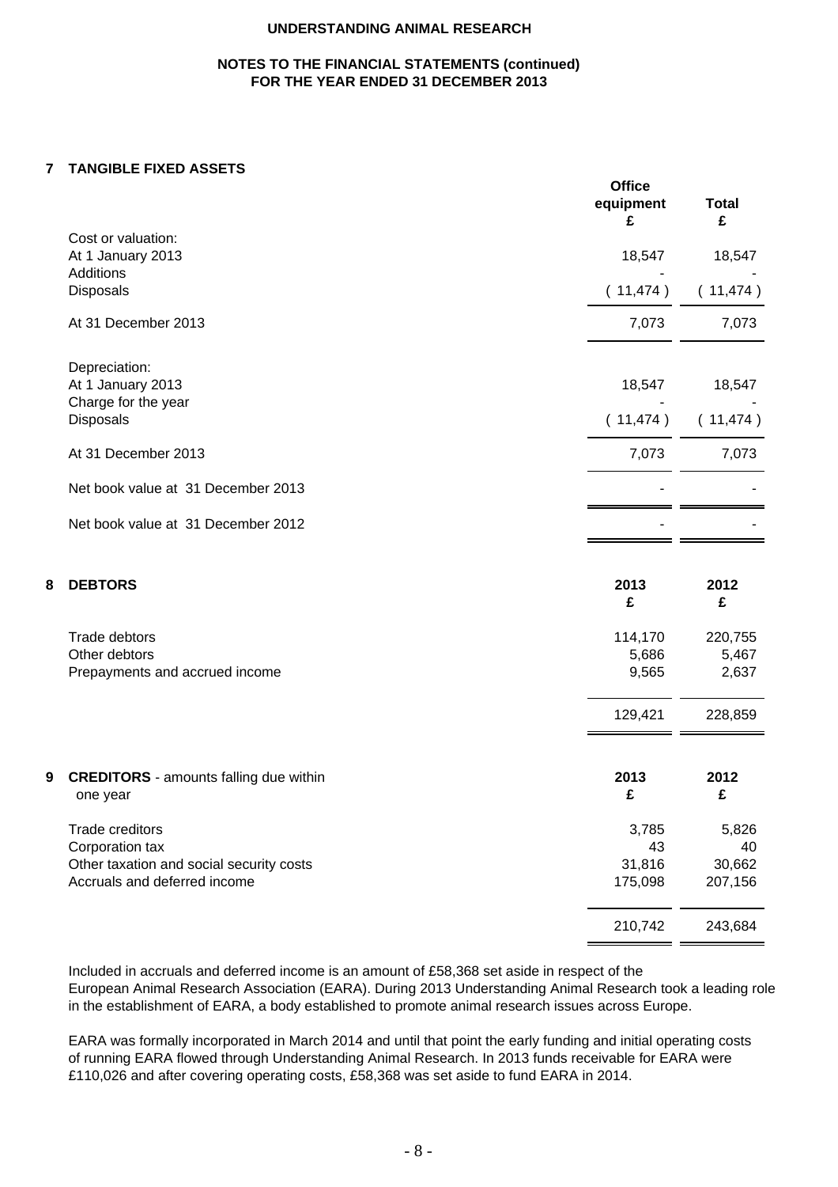# UNDERSTANDING ANIMAL RESEARCH

## NOTES TO THE FINANCIAL STATEMENTS (continued)
## FOR THE YEAR ENDED 31 DECEMBER 2013

### 7 TANGIBLE FIXED ASSETS

| | Office equipment £ | Total £ |
|---|---|---|
| **Cost or valuation:** | | |
| At 1 January 2013 | 18,547 | 18,547 |
| Additions | - | - |
| Disposals | ( 11,474 ) | ( 11,474 ) |
| At 31 December 2013 | 7,073 | 7,073 |
| **Depreciation:** | | |
| At 1 January 2013 | 18,547 | 18,547 |
| Charge for the year | - | - |
| Disposals | ( 11,474 ) | ( 11,474 ) |
| At 31 December 2013 | 7,073 | 7,073 |
| Net book value at 31 December 2013 | - | - |
| Net book value at 31 December 2012 | - | - |

### 8 DEBTORS

| | 2013 £ | 2012 £ |
|---|---|---|
| Trade debtors | 114,170 | 220,755 |
| Other debtors | 5,686 | 5,467 |
| Prepayments and accrued income | 9,565 | 2,637 |
| | 129,421 | 228,859 |

### 9 CREDITORS - amounts falling due within one year

| | 2013 £ | 2012 £ |
|---|---|---|
| Trade creditors | 3,785 | 5,826 |
| Corporation tax | 43 | 40 |
| Other taxation and social security costs | 31,816 | 30,662 |
| Accruals and deferred income | 175,098 | 207,156 |
| | 210,742 | 243,684 |

Included in accruals and deferred income is an amount of £58,368 set aside in respect of the European Animal Research Association (EARA). During 2013 Understanding Animal Research took a leading role in the establishment of EARA, a body established to promote animal research issues across Europe.

EARA was formally incorporated in March 2014 and until that point the early funding and initial operating costs of running EARA flowed through Understanding Animal Research. In 2013 funds receivable for EARA were £110,026 and after covering operating costs, £58,368 was set aside to fund EARA in 2014.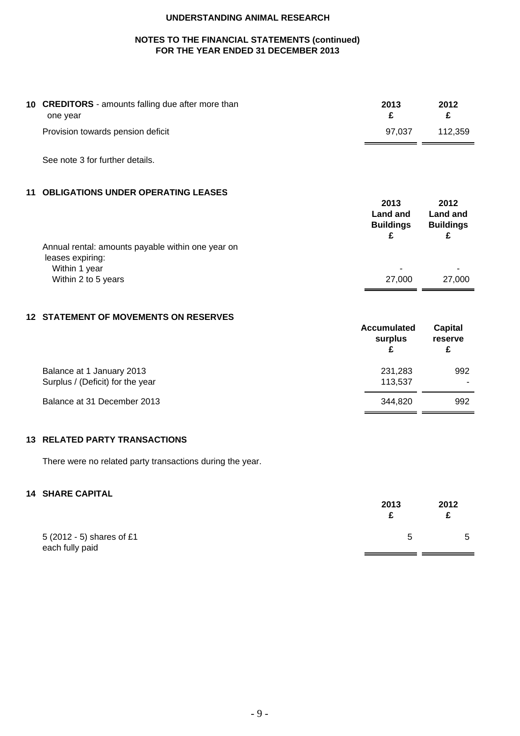**UNDERSTANDING ANIMAL RESEARCH**

**NOTES TO THE FINANCIAL STATEMENTS (continued)**
**FOR THE YEAR ENDED 31 DECEMBER 2013**

## 10 CREDITORS - amounts falling due after more than one year

| | 2013<br>£ | 2012<br>£ |
|---|---|---|
| Provision towards pension deficit | 97,037 | 112,359 |

See note 3 for further details.

## 11 OBLIGATIONS UNDER OPERATING LEASES

| | 2013<br>Land and Buildings<br>£ | 2012<br>Land and Buildings<br>£ |
|---|---|---|
| Annual rental: amounts payable within one year on leases expiring: | | |
| Within 1 year | - | - |
| Within 2 to 5 years | 27,000 | 27,000 |

## 12 STATEMENT OF MOVEMENTS ON RESERVES

| | Accumulated surplus<br>£ | Capital reserve<br>£ |
|---|---|---|
| Balance at 1 January 2013 | 231,283 | 992 |
| Surplus / (Deficit) for the year | 113,537 | - |
| Balance at 31 December 2013 | 344,820 | 992 |

## 13 RELATED PARTY TRANSACTIONS

There were no related party transactions during the year.

## 14 SHARE CAPITAL

| | 2013<br>£ | 2012<br>£ |
|---|---|---|
| 5 (2012 - 5) shares of £1 each fully paid | 5 | 5 |